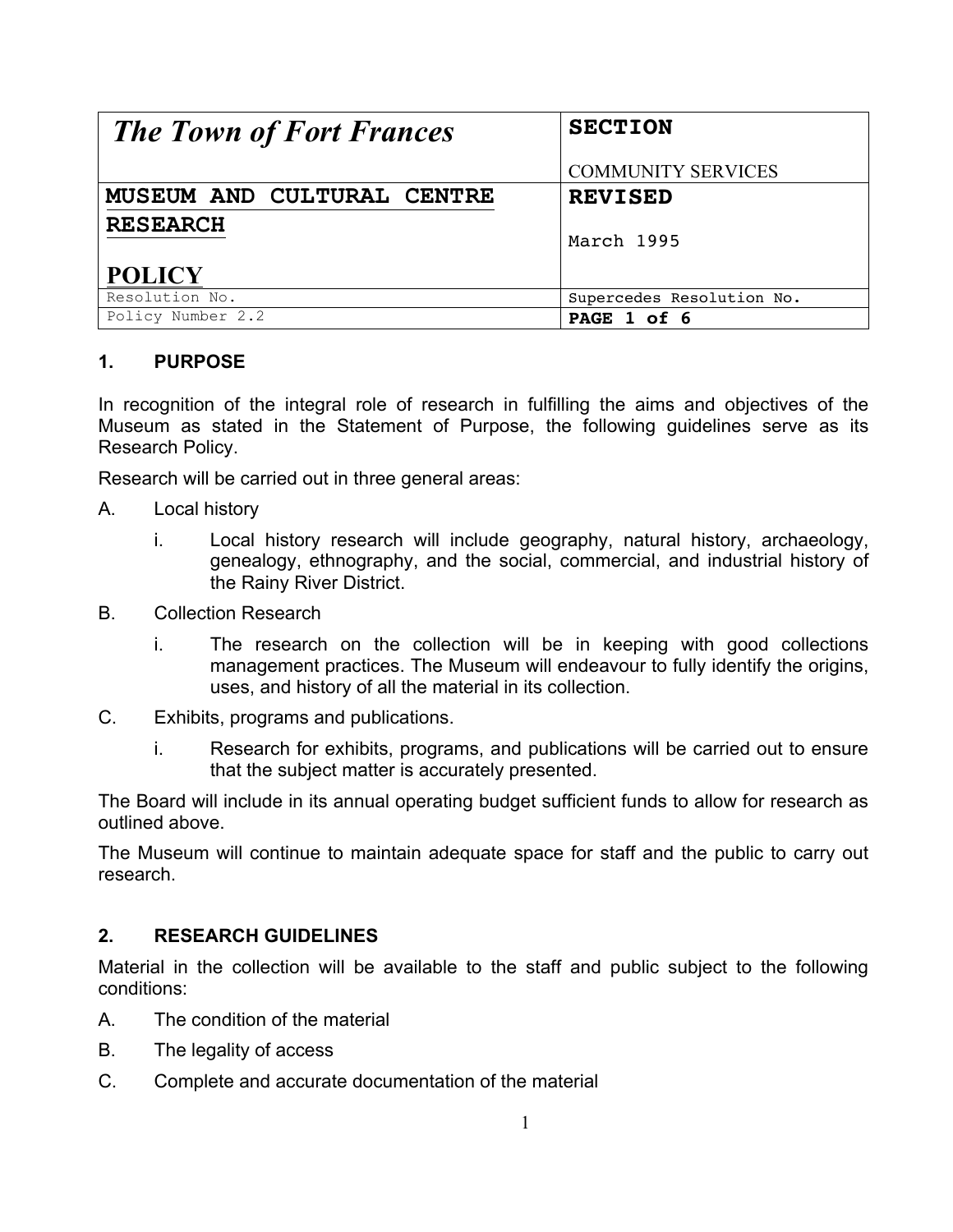| The Town of Fort Frances | SECTION<br><br>COMMUNITY SERVICES |
| --- | --- |
| **MUSEUM AND CULTURAL CENTRE RESEARCH**<br><br>**POLICY** | **REVISED**<br><br>March 1995 |
| Resolution No. | Supercedes Resolution No. |
| Policy Number 2.2 | **PAGE 1 of 6** |

## 1. PURPOSE

In recognition of the integral role of research in fulfilling the aims and objectives of the Museum as stated in the Statement of Purpose, the following guidelines serve as its Research Policy.

Research will be carried out in three general areas:

A. Local history

   i. Local history research will include geography, natural history, archaeology, genealogy, ethnography, and the social, commercial, and industrial history of the Rainy River District.

B. Collection Research

   i. The research on the collection will be in keeping with good collections management practices. The Museum will endeavour to fully identify the origins, uses, and history of all the material in its collection.

C. Exhibits, programs and publications.

   i. Research for exhibits, programs, and publications will be carried out to ensure that the subject matter is accurately presented.

The Board will include in its annual operating budget sufficient funds to allow for research as outlined above.

The Museum will continue to maintain adequate space for staff and the public to carry out research.

## 2. RESEARCH GUIDELINES

Material in the collection will be available to the staff and public subject to the following conditions:

A. The condition of the material

B. The legality of access

C. Complete and accurate documentation of the material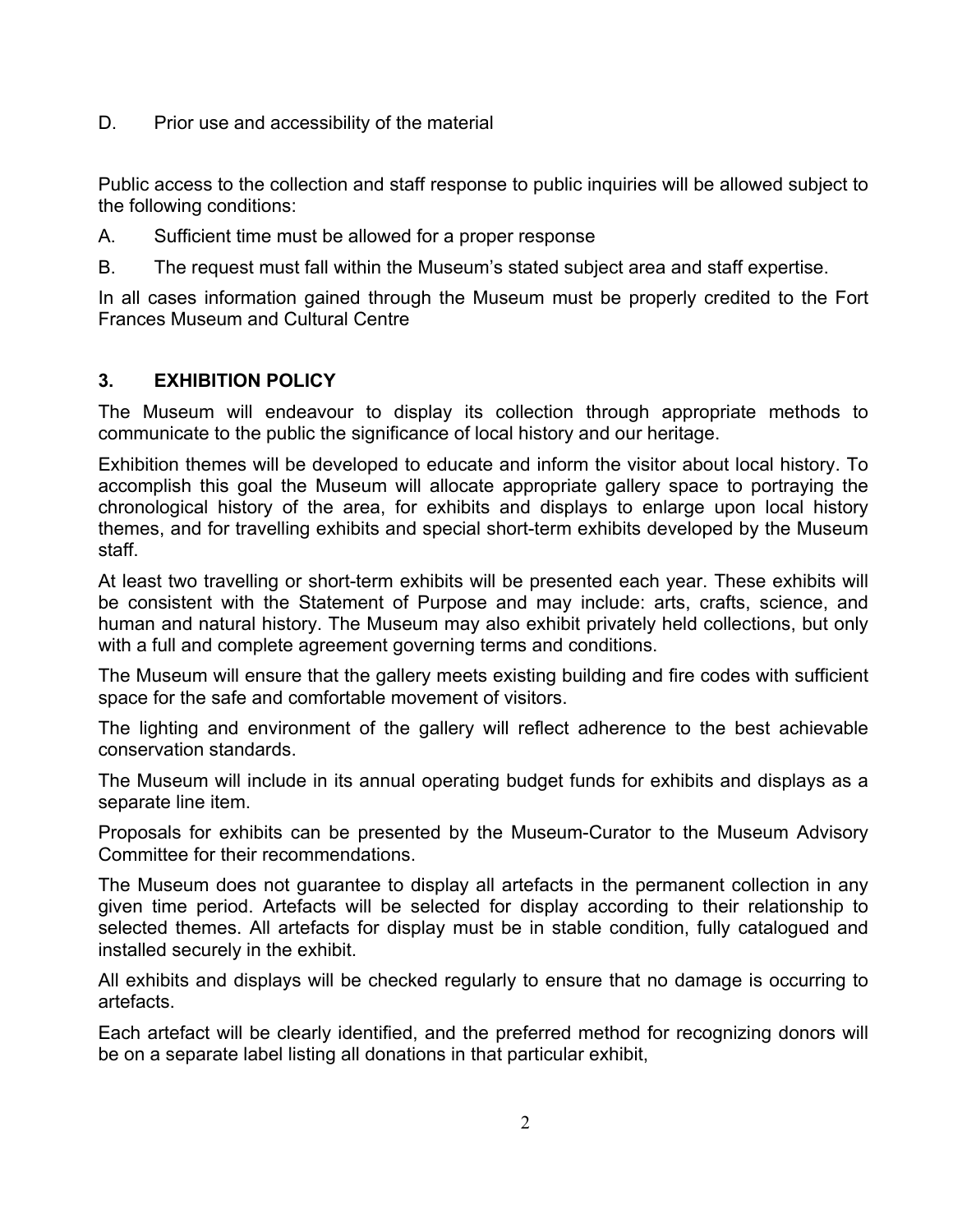D. Prior use and accessibility of the material

Public access to the collection and staff response to public inquiries will be allowed subject to the following conditions:

A. Sufficient time must be allowed for a proper response

B. The request must fall within the Museum's stated subject area and staff expertise.

In all cases information gained through the Museum must be properly credited to the Fort Frances Museum and Cultural Centre

## 3. EXHIBITION POLICY

The Museum will endeavour to display its collection through appropriate methods to communicate to the public the significance of local history and our heritage.

Exhibition themes will be developed to educate and inform the visitor about local history. To accomplish this goal the Museum will allocate appropriate gallery space to portraying the chronological history of the area, for exhibits and displays to enlarge upon local history themes, and for travelling exhibits and special short-term exhibits developed by the Museum staff.

At least two travelling or short-term exhibits will be presented each year. These exhibits will be consistent with the Statement of Purpose and may include: arts, crafts, science, and human and natural history. The Museum may also exhibit privately held collections, but only with a full and complete agreement governing terms and conditions.

The Museum will ensure that the gallery meets existing building and fire codes with sufficient space for the safe and comfortable movement of visitors.

The lighting and environment of the gallery will reflect adherence to the best achievable conservation standards.

The Museum will include in its annual operating budget funds for exhibits and displays as a separate line item.

Proposals for exhibits can be presented by the Museum-Curator to the Museum Advisory Committee for their recommendations.

The Museum does not guarantee to display all artefacts in the permanent collection in any given time period. Artefacts will be selected for display according to their relationship to selected themes. All artefacts for display must be in stable condition, fully catalogued and installed securely in the exhibit.

All exhibits and displays will be checked regularly to ensure that no damage is occurring to artefacts.

Each artefact will be clearly identified, and the preferred method for recognizing donors will be on a separate label listing all donations in that particular exhibit,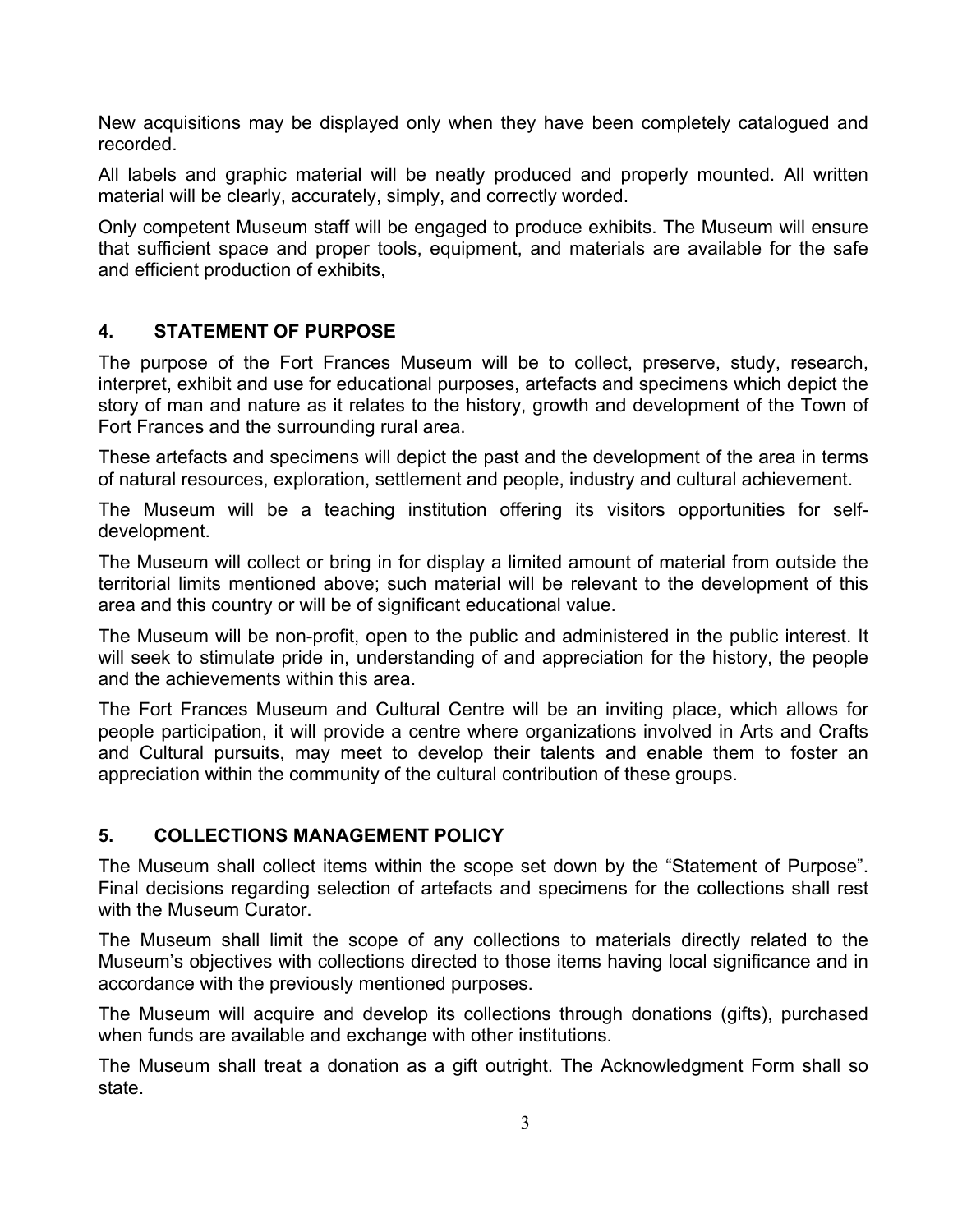New acquisitions may be displayed only when they have been completely catalogued and recorded.

All labels and graphic material will be neatly produced and properly mounted. All written material will be clearly, accurately, simply, and correctly worded.

Only competent Museum staff will be engaged to produce exhibits. The Museum will ensure that sufficient space and proper tools, equipment, and materials are available for the safe and efficient production of exhibits,

## 4. STATEMENT OF PURPOSE

The purpose of the Fort Frances Museum will be to collect, preserve, study, research, interpret, exhibit and use for educational purposes, artefacts and specimens which depict the story of man and nature as it relates to the history, growth and development of the Town of Fort Frances and the surrounding rural area.

These artefacts and specimens will depict the past and the development of the area in terms of natural resources, exploration, settlement and people, industry and cultural achievement.

The Museum will be a teaching institution offering its visitors opportunities for self-development.

The Museum will collect or bring in for display a limited amount of material from outside the territorial limits mentioned above; such material will be relevant to the development of this area and this country or will be of significant educational value.

The Museum will be non-profit, open to the public and administered in the public interest. It will seek to stimulate pride in, understanding of and appreciation for the history, the people and the achievements within this area.

The Fort Frances Museum and Cultural Centre will be an inviting place, which allows for people participation, it will provide a centre where organizations involved in Arts and Crafts and Cultural pursuits, may meet to develop their talents and enable them to foster an appreciation within the community of the cultural contribution of these groups.

## 5. COLLECTIONS MANAGEMENT POLICY

The Museum shall collect items within the scope set down by the “Statement of Purpose”. Final decisions regarding selection of artefacts and specimens for the collections shall rest with the Museum Curator.

The Museum shall limit the scope of any collections to materials directly related to the Museum’s objectives with collections directed to those items having local significance and in accordance with the previously mentioned purposes.

The Museum will acquire and develop its collections through donations (gifts), purchased when funds are available and exchange with other institutions.

The Museum shall treat a donation as a gift outright. The Acknowledgment Form shall so state.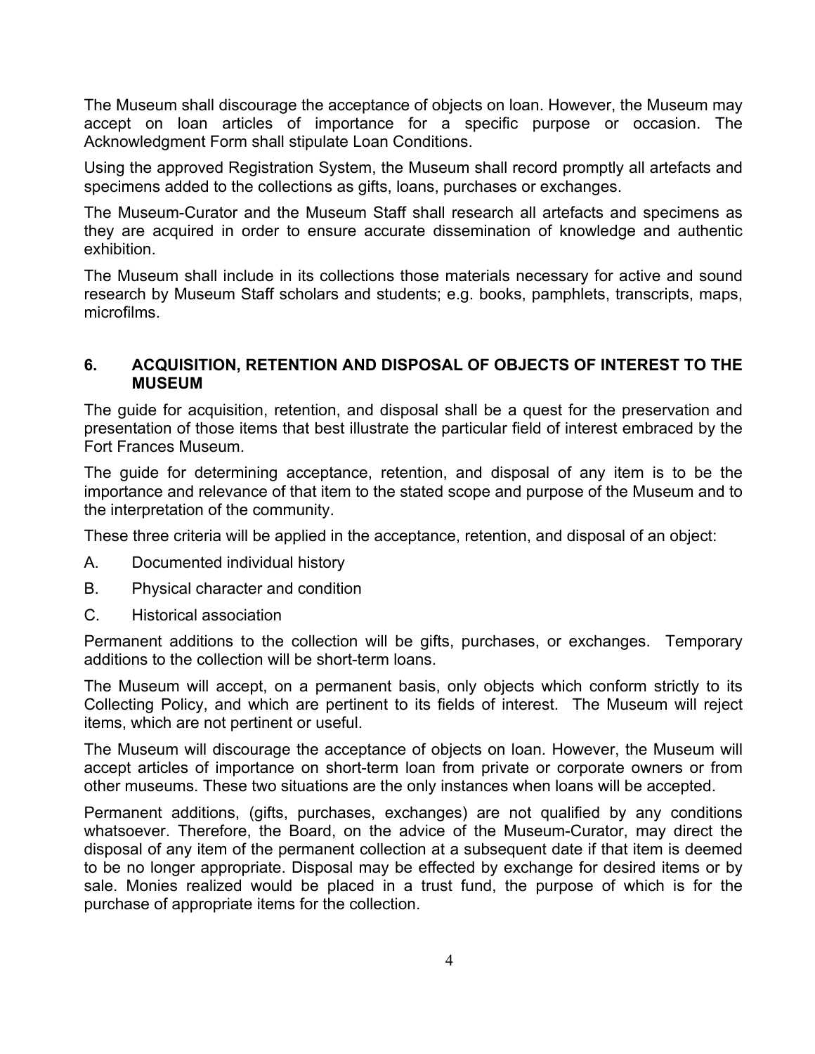The Museum shall discourage the acceptance of objects on loan. However, the Museum may accept on loan articles of importance for a specific purpose or occasion. The Acknowledgment Form shall stipulate Loan Conditions.

Using the approved Registration System, the Museum shall record promptly all artefacts and specimens added to the collections as gifts, loans, purchases or exchanges.

The Museum-Curator and the Museum Staff shall research all artefacts and specimens as they are acquired in order to ensure accurate dissemination of knowledge and authentic exhibition.

The Museum shall include in its collections those materials necessary for active and sound research by Museum Staff scholars and students; e.g. books, pamphlets, transcripts, maps, microfilms.

## 6. ACQUISITION, RETENTION AND DISPOSAL OF OBJECTS OF INTEREST TO THE MUSEUM

The guide for acquisition, retention, and disposal shall be a quest for the preservation and presentation of those items that best illustrate the particular field of interest embraced by the Fort Frances Museum.

The guide for determining acceptance, retention, and disposal of any item is to be the importance and relevance of that item to the stated scope and purpose of the Museum and to the interpretation of the community.

These three criteria will be applied in the acceptance, retention, and disposal of an object:

A. Documented individual history

B. Physical character and condition

C. Historical association

Permanent additions to the collection will be gifts, purchases, or exchanges. Temporary additions to the collection will be short-term loans.

The Museum will accept, on a permanent basis, only objects which conform strictly to its Collecting Policy, and which are pertinent to its fields of interest. The Museum will reject items, which are not pertinent or useful.

The Museum will discourage the acceptance of objects on loan. However, the Museum will accept articles of importance on short-term loan from private or corporate owners or from other museums. These two situations are the only instances when loans will be accepted.

Permanent additions, (gifts, purchases, exchanges) are not qualified by any conditions whatsoever. Therefore, the Board, on the advice of the Museum-Curator, may direct the disposal of any item of the permanent collection at a subsequent date if that item is deemed to be no longer appropriate. Disposal may be effected by exchange for desired items or by sale. Monies realized would be placed in a trust fund, the purpose of which is for the purchase of appropriate items for the collection.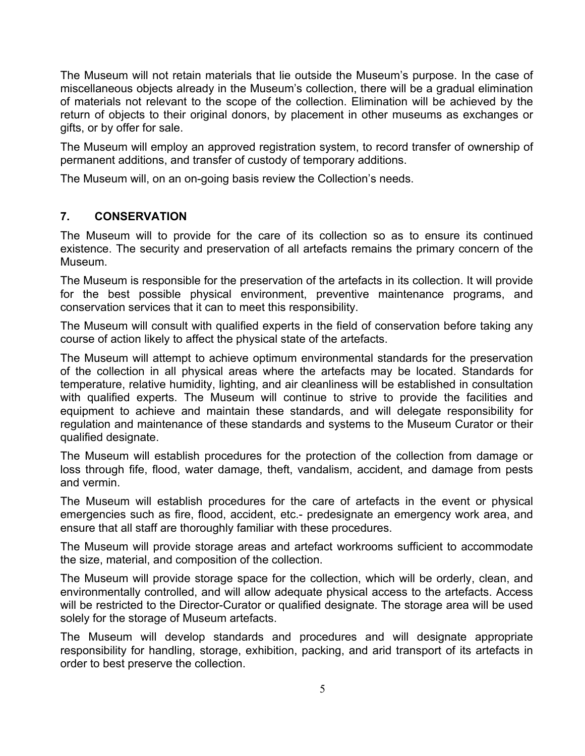The Museum will not retain materials that lie outside the Museum's purpose. In the case of miscellaneous objects already in the Museum's collection, there will be a gradual elimination of materials not relevant to the scope of the collection. Elimination will be achieved by the return of objects to their original donors, by placement in other museums as exchanges or gifts, or by offer for sale.

The Museum will employ an approved registration system, to record transfer of ownership of permanent additions, and transfer of custody of temporary additions.

The Museum will, on an on-going basis review the Collection's needs.

## 7. CONSERVATION

The Museum will to provide for the care of its collection so as to ensure its continued existence. The security and preservation of all artefacts remains the primary concern of the Museum.

The Museum is responsible for the preservation of the artefacts in its collection. It will provide for the best possible physical environment, preventive maintenance programs, and conservation services that it can to meet this responsibility.

The Museum will consult with qualified experts in the field of conservation before taking any course of action likely to affect the physical state of the artefacts.

The Museum will attempt to achieve optimum environmental standards for the preservation of the collection in all physical areas where the artefacts may be located. Standards for temperature, relative humidity, lighting, and air cleanliness will be established in consultation with qualified experts. The Museum will continue to strive to provide the facilities and equipment to achieve and maintain these standards, and will delegate responsibility for regulation and maintenance of these standards and systems to the Museum Curator or their qualified designate.

The Museum will establish procedures for the protection of the collection from damage or loss through fife, flood, water damage, theft, vandalism, accident, and damage from pests and vermin.

The Museum will establish procedures for the care of artefacts in the event or physical emergencies such as fire, flood, accident, etc.- predesignate an emergency work area, and ensure that all staff are thoroughly familiar with these procedures.

The Museum will provide storage areas and artefact workrooms sufficient to accommodate the size, material, and composition of the collection.

The Museum will provide storage space for the collection, which will be orderly, clean, and environmentally controlled, and will allow adequate physical access to the artefacts. Access will be restricted to the Director-Curator or qualified designate. The storage area will be used solely for the storage of Museum artefacts.

The Museum will develop standards and procedures and will designate appropriate responsibility for handling, storage, exhibition, packing, and arid transport of its artefacts in order to best preserve the collection.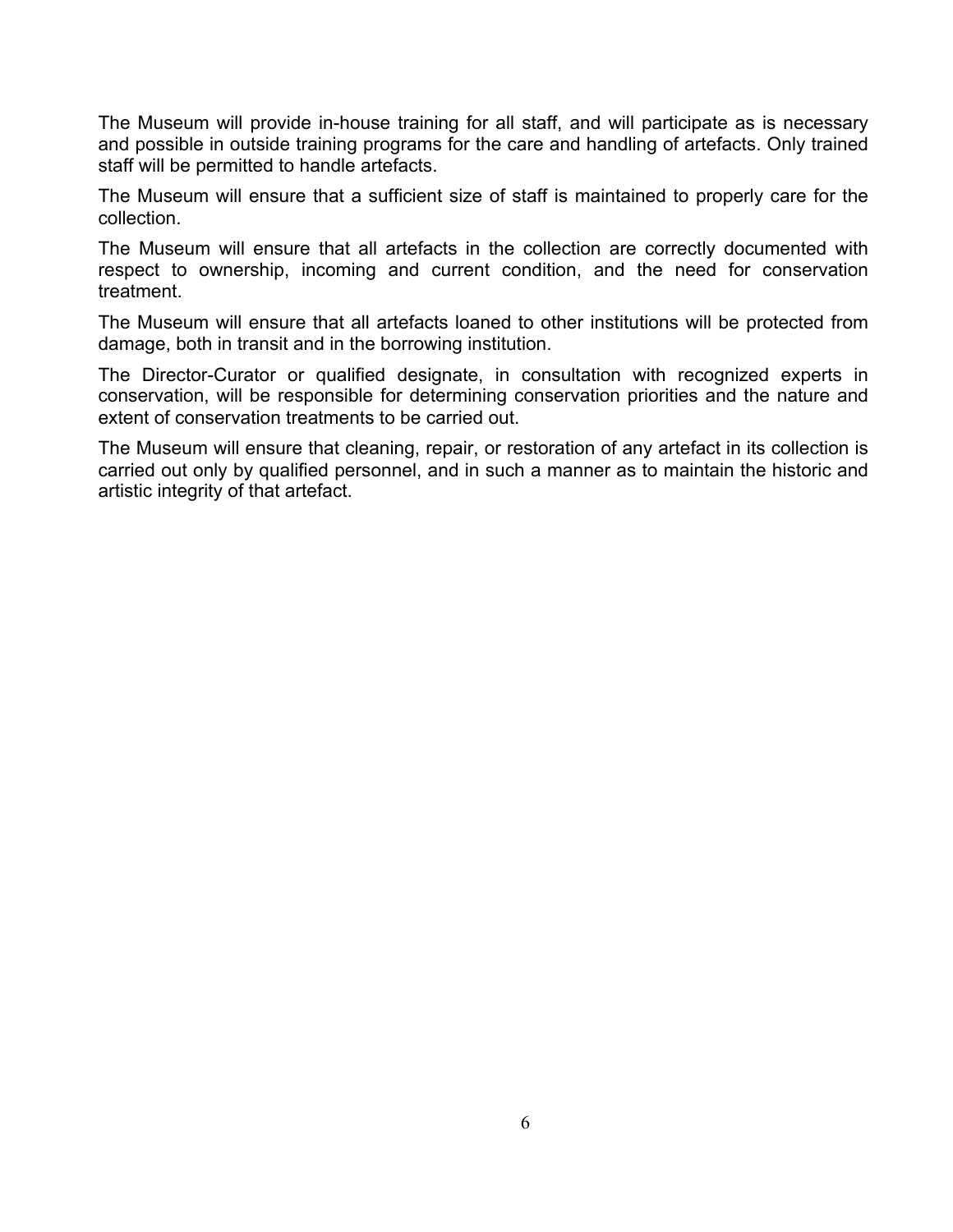The Museum will provide in-house training for all staff, and will participate as is necessary and possible in outside training programs for the care and handling of artefacts. Only trained staff will be permitted to handle artefacts.

The Museum will ensure that a sufficient size of staff is maintained to properly care for the collection.

The Museum will ensure that all artefacts in the collection are correctly documented with respect to ownership, incoming and current condition, and the need for conservation treatment.

The Museum will ensure that all artefacts loaned to other institutions will be protected from damage, both in transit and in the borrowing institution.

The Director-Curator or qualified designate, in consultation with recognized experts in conservation, will be responsible for determining conservation priorities and the nature and extent of conservation treatments to be carried out.

The Museum will ensure that cleaning, repair, or restoration of any artefact in its collection is carried out only by qualified personnel, and in such a manner as to maintain the historic and artistic integrity of that artefact.